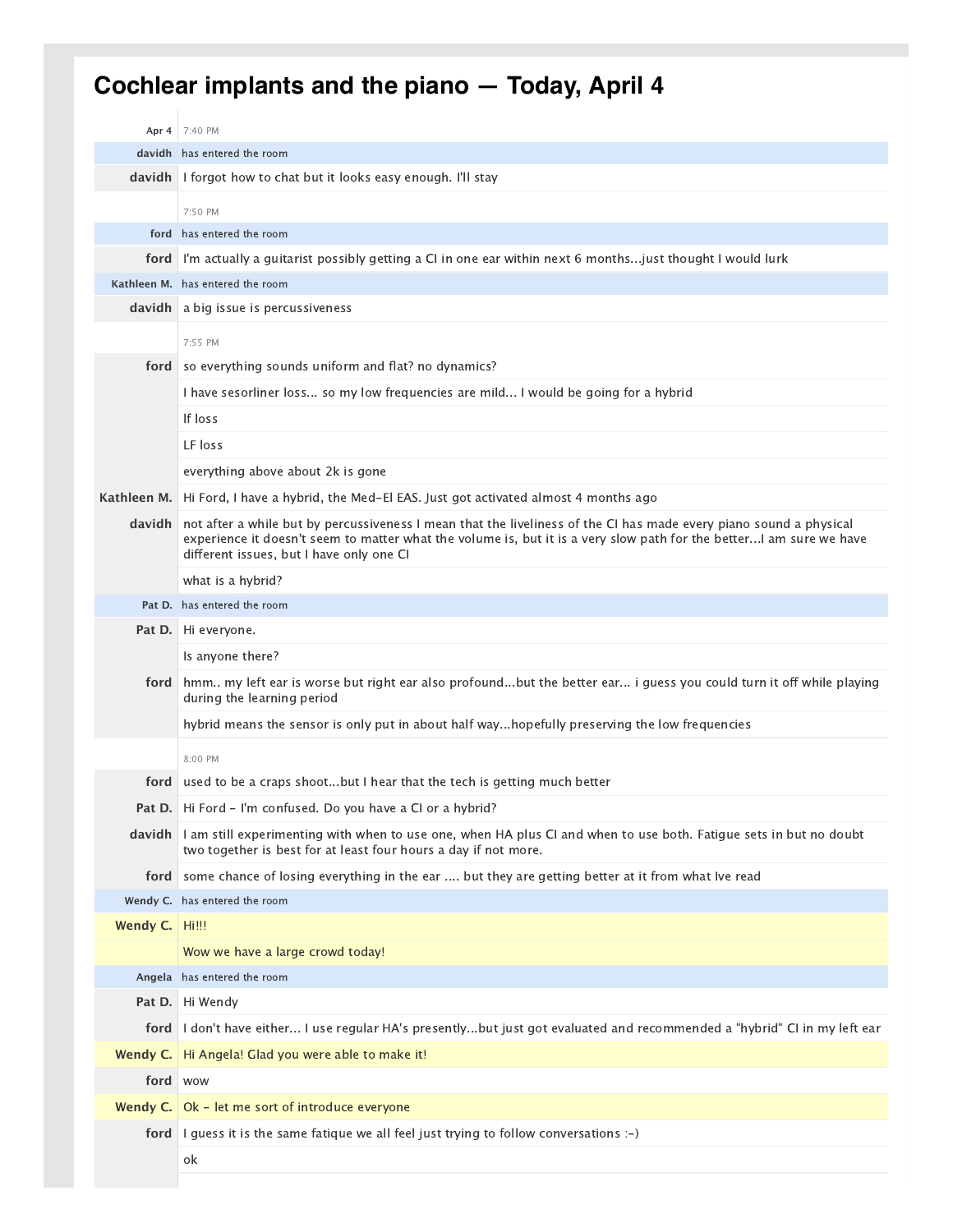# Cochlear implants and the piano — Today, April 4

**Apr 4** 7:40 PM

**davidh** has entered the room

**davidh** I forgot how to chat but it looks easy enough. I'll stay

7:50 PM

**ford** has entered the room

**ford** I'm actually a guitarist possibly getting a CI in one ear within next 6 months...just thought I would lurk

**Kathleen M.** has entered the room

**davidh** a big issue is percussiveness

7:55 PM

**ford** so everything sounds uniform and flat? no dynamics?

I have sesorliner loss... so my low frequencies are mild... I would be going for a hybrid

lf loss

LF loss

everything above about 2k is gone

**Kathleen M.** Hi Ford, I have a hybrid, the Med-El EAS. Just got activated almost 4 months ago

**davidh** not after a while but by percussiveness I mean that the liveliness of the CI has made every piano sound a physical experience it doesn't seem to matter what the volume is, but it is a very slow path for the better...I am sure we have different issues, but I have only one CI

what is a hybrid?

**Pat D.** has entered the room

**Pat D.** Hi everyone.

Is anyone there?

**ford** hmm.. my left ear is worse but right ear also profound...but the better ear... i guess you could turn it off while playing during the learning period

hybrid means the sensor is only put in about half way...hopefully preserving the low frequencies

8:00 PM

**ford** used to be a craps shoot...but I hear that the tech is getting much better

**Pat D.** Hi Ford - I'm confused. Do you have a CI or a hybrid?

**davidh** I am still experimenting with when to use one, when HA plus CI and when to use both. Fatigue sets in but no doubt two together is best for at least four hours a day if not more.

**ford** some chance of losing everything in the ear .... but they are getting better at it from what Ive read

**Wendy C.** has entered the room

**Wendy C.** Hi!!!

Wow we have a large crowd today!

**Angela** has entered the room

**Pat D.** Hi Wendy

**ford** I don't have either... I use regular HA's presently...but just got evaluated and recommended a "hybrid" CI in my left ear

**Wendy C.** Hi Angela! Glad you were able to make it!

**ford** wow

**Wendy C.** Ok - let me sort of introduce everyone

**ford** I guess it is the same fatique we all feel just trying to follow conversations :-)

ok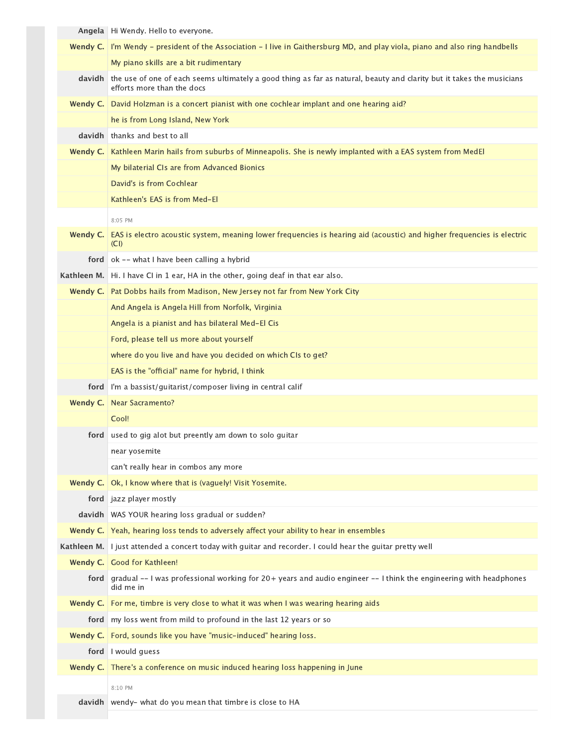| | |
|---|---|
| **Angela** | Hi Wendy. Hello to everyone. |
| **Wendy C.** | I'm Wendy - president of the Association - I live in Gaithersburg MD, and play viola, piano and also ring handbells |
| | My piano skills are a bit rudimentary |
| **davidh** | the use of one of each seems ultimately a good thing as far as natural, beauty and clarity but it takes the musicians efforts more than the docs |
| **Wendy C.** | David Holzman is a concert pianist with one cochlear implant and one hearing aid? |
| | he is from Long Island, New York |
| **davidh** | thanks and best to all |
| **Wendy C.** | Kathleen Marin hails from suburbs of Minneapolis. She is newly implanted with a EAS system from MedEl |
| | My bilaterial CIs are from Advanced Bionics |
| | David's is from Cochlear |
| | Kathleen's EAS is from Med-El |
| | 8:05 PM |
| **Wendy C.** | EAS is electro acoustic system, meaning lower frequencies is hearing aid (acoustic) and higher frequencies is electric (CI) |
| **ford** | ok -- what I have been calling a hybrid |
| **Kathleen M.** | Hi. I have CI in 1 ear, HA in the other, going deaf in that ear also. |
| **Wendy C.** | Pat Dobbs hails from Madison, New Jersey not far from New York City |
| | And Angela is Angela Hill from Norfolk, Virginia |
| | Angela is a pianist and has bilateral Med-El Cis |
| | Ford, please tell us more about yourself |
| | where do you live and have you decided on which CIs to get? |
| | EAS is the "official" name for hybrid, I think |
| **ford** | I'm a bassist/guitarist/composer living in central calif |
| **Wendy C.** | Near Sacramento? |
| | Cool! |
| **ford** | used to gig alot but preently am down to solo guitar |
| | near yosemite |
| | can't really hear in combos any more |
| **Wendy C.** | Ok, I know where that is (vaguely! Visit Yosemite. |
| **ford** | jazz player mostly |
| **davidh** | WAS YOUR hearing loss gradual or sudden? |
| **Wendy C.** | Yeah, hearing loss tends to adversely affect your ability to hear in ensembles |
| **Kathleen M.** | I just attended a concert today with guitar and recorder. I could hear the guitar pretty well |
| **Wendy C.** | Good for Kathleen! |
| **ford** | gradual -- I was professional working for 20+ years and audio engineer -- I think the engineering with headphones did me in |
| **Wendy C.** | For me, timbre is very close to what it was when I was wearing hearing aids |
| **ford** | my loss went from mild to profound in the last 12 years or so |
| **Wendy C.** | Ford, sounds like you have "music-induced" hearing loss. |
| **ford** | I would guess |
| **Wendy C.** | There's a conference on music induced hearing loss happening in June |
| | 8:10 PM |
| **davidh** | wendy- what do you mean that timbre is close to HA |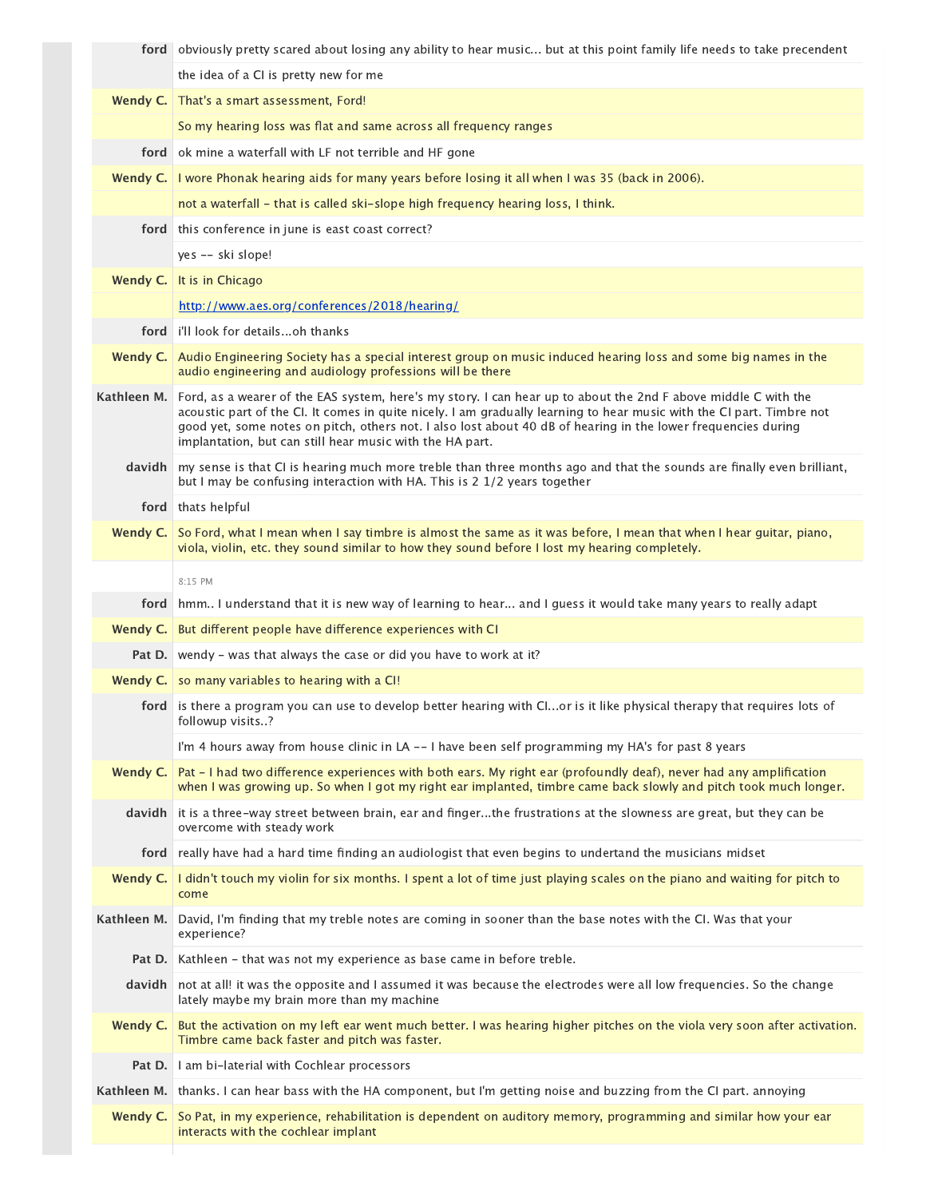| | |
|---|---|
| **ford** | obviously pretty scared about losing any ability to hear music... but at this point family life needs to take precendent |
| | the idea of a CI is pretty new for me |
| **Wendy C.** | That's a smart assessment, Ford! |
| | So my hearing loss was flat and same across all frequency ranges |
| **ford** | ok mine a waterfall with LF not terrible and HF gone |
| **Wendy C.** | I wore Phonak hearing aids for many years before losing it all when I was 35 (back in 2006). |
| | not a waterfall - that is called ski-slope high frequency hearing loss, I think. |
| **ford** | this conference in june is east coast correct? |
| | yes -- ski slope! |
| **Wendy C.** | It is in Chicago |
| | http://www.aes.org/conferences/2018/hearing/ |
| **ford** | i'll look for details...oh thanks |
| **Wendy C.** | Audio Engineering Society has a special interest group on music induced hearing loss and some big names in the audio engineering and audiology professions will be there |
| **Kathleen M.** | Ford, as a wearer of the EAS system, here's my story. I can hear up to about the 2nd F above middle C with the acoustic part of the CI. It comes in quite nicely. I am gradually learning to hear music with the CI part. Timbre not good yet, some notes on pitch, others not. I also lost about 40 dB of hearing in the lower frequencies during implantation, but can still hear music with the HA part. |
| **davidh** | my sense is that CI is hearing much more treble than three months ago and that the sounds are finally even brilliant, but I may be confusing interaction with HA. This is 2 1/2 years together |
| **ford** | thats helpful |
| **Wendy C.** | So Ford, what I mean when I say timbre is almost the same as it was before, I mean that when I hear guitar, piano, viola, violin, etc. they sound similar to how they sound before I lost my hearing completely. |
| | 8:15 PM |
| **ford** | hmm.. I understand that it is new way of learning to hear... and I guess it would take many years to really adapt |
| **Wendy C.** | But different people have difference experiences with CI |
| **Pat D.** | wendy - was that always the case or did you have to work at it? |
| **Wendy C.** | so many variables to hearing with a CI! |
| **ford** | is there a program you can use to develop better hearing with CI...or is it like physical therapy that requires lots of followup visits..? |
| | I'm 4 hours away from house clinic in LA -- I have been self programming my HA's for past 8 years |
| **Wendy C.** | Pat - I had two difference experiences with both ears. My right ear (profoundly deaf), never had any amplification when I was growing up. So when I got my right ear implanted, timbre came back slowly and pitch took much longer. |
| **davidh** | it is a three-way street between brain, ear and finger...the frustrations at the slowness are great, but they can be overcome with steady work |
| **ford** | really have had a hard time finding an audiologist that even begins to undertand the musicians midset |
| **Wendy C.** | I didn't touch my violin for six months. I spent a lot of time just playing scales on the piano and waiting for pitch to come |
| **Kathleen M.** | David, I'm finding that my treble notes are coming in sooner than the base notes with the CI. Was that your experience? |
| **Pat D.** | Kathleen - that was not my experience as base came in before treble. |
| **davidh** | not at all! it was the opposite and I assumed it was because the electrodes were all low frequencies. So the change lately maybe my brain more than my machine |
| **Wendy C.** | But the activation on my left ear went much better. I was hearing higher pitches on the viola very soon after activation. Timbre came back faster and pitch was faster. |
| **Pat D.** | I am bi-laterial with Cochlear processors |
| **Kathleen M.** | thanks. I can hear bass with the HA component, but I'm getting noise and buzzing from the CI part. annoying |
| **Wendy C.** | So Pat, in my experience, rehabilitation is dependent on auditory memory, programming and similar how your ear interacts with the cochlear implant |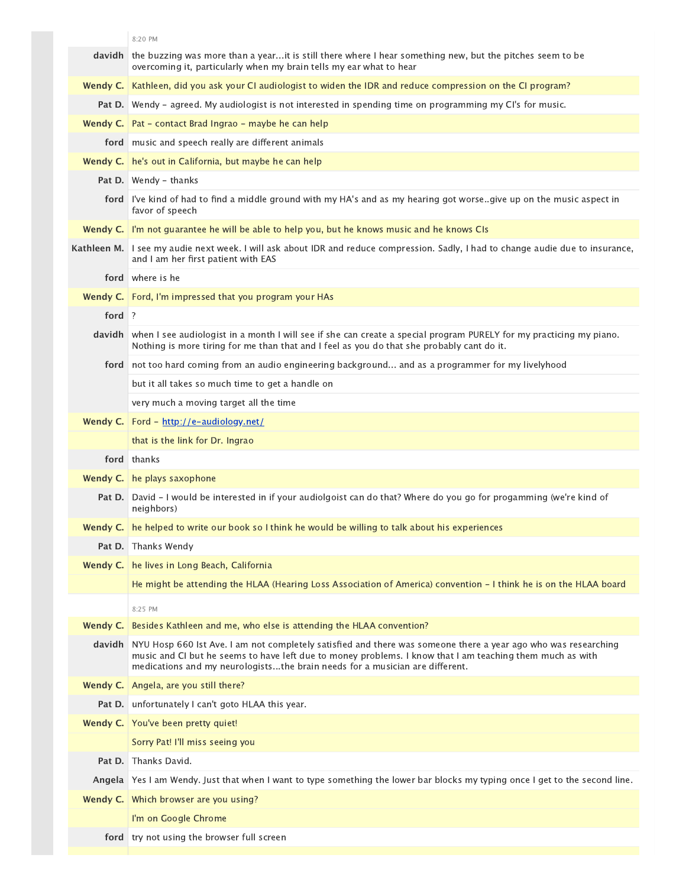8:20 PM

| | |
|---|---|
| **davidh** | the buzzing was more than a year...it is still there where I hear something new, but the pitches seem to be overcoming it, particularly when my brain tells my ear what to hear |
| **Wendy C.** | Kathleen, did you ask your CI audiologist to widen the IDR and reduce compression on the CI program? |
| **Pat D.** | Wendy - agreed. My audiologist is not interested in spending time on programming my CI's for music. |
| **Wendy C.** | Pat - contact Brad Ingrao - maybe he can help |
| **ford** | music and speech really are different animals |
| **Wendy C.** | he's out in California, but maybe he can help |
| **Pat D.** | Wendy - thanks |
| **ford** | I've kind of had to find a middle ground with my HA's and as my hearing got worse..give up on the music aspect in favor of speech |
| **Wendy C.** | I'm not guarantee he will be able to help you, but he knows music and he knows CIs |
| **Kathleen M.** | I see my audie next week. I will ask about IDR and reduce compression. Sadly, I had to change audie due to insurance, and I am her first patient with EAS |
| **ford** | where is he |
| **Wendy C.** | Ford, I'm impressed that you program your HAs |
| **ford** | ? |
| **davidh** | when I see audiologist in a month I will see if she can create a special program PURELY for my practicing my piano. Nothing is more tiring for me than that and I feel as you do that she probably cant do it. |
| **ford** | not too hard coming from an audio engineering background... and as a programmer for my livelyhood |
| | but it all takes so much time to get a handle on |
| | very much a moving target all the time |
| **Wendy C.** | Ford - [http://e-audiology.net/](http://e-audiology.net/) |
| | that is the link for Dr. Ingrao |
| **ford** | thanks |
| **Wendy C.** | he plays saxophone |
| **Pat D.** | David - I would be interested in if your audiolgoist can do that? Where do you go for progamming (we're kind of neighbors) |
| **Wendy C.** | he helped to write our book so I think he would be willing to talk about his experiences |
| **Pat D.** | Thanks Wendy |
| **Wendy C.** | he lives in Long Beach, California |
| | He might be attending the HLAA (Hearing Loss Association of America) convention - I think he is on the HLAA board |

8:25 PM

| | |
|---|---|
| **Wendy C.** | Besides Kathleen and me, who else is attending the HLAA convention? |
| **davidh** | NYU Hosp 660 Ist Ave. I am not completely satisfied and there was someone there a year ago who was researching music and CI but he seems to have left due to money problems. I know that I am teaching them much as with medications and my neurologists...the brain needs for a musician are different. |
| **Wendy C.** | Angela, are you still there? |
| **Pat D.** | unfortunately I can't goto HLAA this year. |
| **Wendy C.** | You've been pretty quiet! |
| | Sorry Pat! I'll miss seeing you |
| **Pat D.** | Thanks David. |
| **Angela** | Yes I am Wendy. Just that when I want to type something the lower bar blocks my typing once I get to the second line. |
| **Wendy C.** | Which browser are you using? |
| | I'm on Google Chrome |
| **ford** | try not using the browser full screen |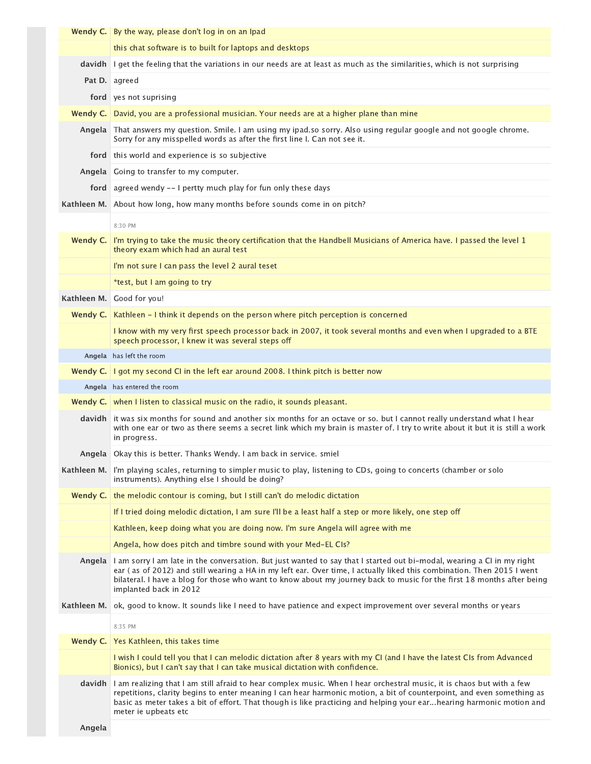**Wendy C.** By the way, please don't log in on an Ipad

this chat software is to built for laptops and desktops

**davidh** I get the feeling that the variations in our needs are at least as much as the similarities, which is not surprising

**Pat D.** agreed

**ford** yes not suprising

**Wendy C.** David, you are a professional musician. Your needs are at a higher plane than mine

**Angela** That answers my question. Smile. I am using my ipad.so sorry. Also using regular google and not google chrome. Sorry for any misspelled words as after the first line I. Can not see it.

**ford** this world and experience is so subjective

**Angela** Going to transfer to my computer.

**ford** agreed wendy -- I pertty much play for fun only these days

**Kathleen M.** About how long, how many months before sounds come in on pitch?

8:30 PM

**Wendy C.** I'm trying to take the music theory certification that the Handbell Musicians of America have. I passed the level 1 theory exam which had an aural test

I'm not sure I can pass the level 2 aural teset

*test, but I am going to try

**Kathleen M.** Good for you!

**Wendy C.** Kathleen - I think it depends on the person where pitch perception is concerned

I know with my very first speech processor back in 2007, it took several months and even when I upgraded to a BTE speech processor, I knew it was several steps off

Angela has left the room

**Wendy C.** I got my second CI in the left ear around 2008. I think pitch is better now

Angela has entered the room

**Wendy C.** when I listen to classical music on the radio, it sounds pleasant.

**davidh** it was six months for sound and another six months for an octave or so. but I cannot really understand what I hear with one ear or two as there seems a secret link which my brain is master of. I try to write about it but it is still a work in progress.

**Angela** Okay this is better. Thanks Wendy. I am back in service. smiel

**Kathleen M.** I'm playing scales, returning to simpler music to play, listening to CDs, going to concerts (chamber or solo instruments). Anything else I should be doing?

**Wendy C.** the melodic contour is coming, but I still can't do melodic dictation

If I tried doing melodic dictation, I am sure I'll be a least half a step or more likely, one step off

Kathleen, keep doing what you are doing now. I'm sure Angela will agree with me

Angela, how does pitch and timbre sound with your Med-EL CIs?

**Angela** I am sorry I am late in the conversation. But just wanted to say that I started out bi-modal, wearing a CI in my right ear ( as of 2012) and still wearing a HA in my left ear. Over time, I actually liked this combination. Then 2015 I went bilateral. I have a blog for those who want to know about my journey back to music for the first 18 months after being implanted back in 2012

**Kathleen M.** ok, good to know. It sounds like I need to have patience and expect improvement over several months or years

8:35 PM

**Wendy C.** Yes Kathleen, this takes time

I wish I could tell you that I can melodic dictation after 8 years with my CI (and I have the latest CIs from Advanced Bionics), but I can't say that I can take musical dictation with confidence.

**davidh** I am realizing that I am still afraid to hear complex music. When I hear orchestral music, it is chaos but with a few repetitions, clarity begins to enter meaning I can hear harmonic motion, a bit of counterpoint, and even something as basic as meter takes a bit of effort. That though is like practicing and helping your ear...hearing harmonic motion and meter ie upbeats etc

**Angela**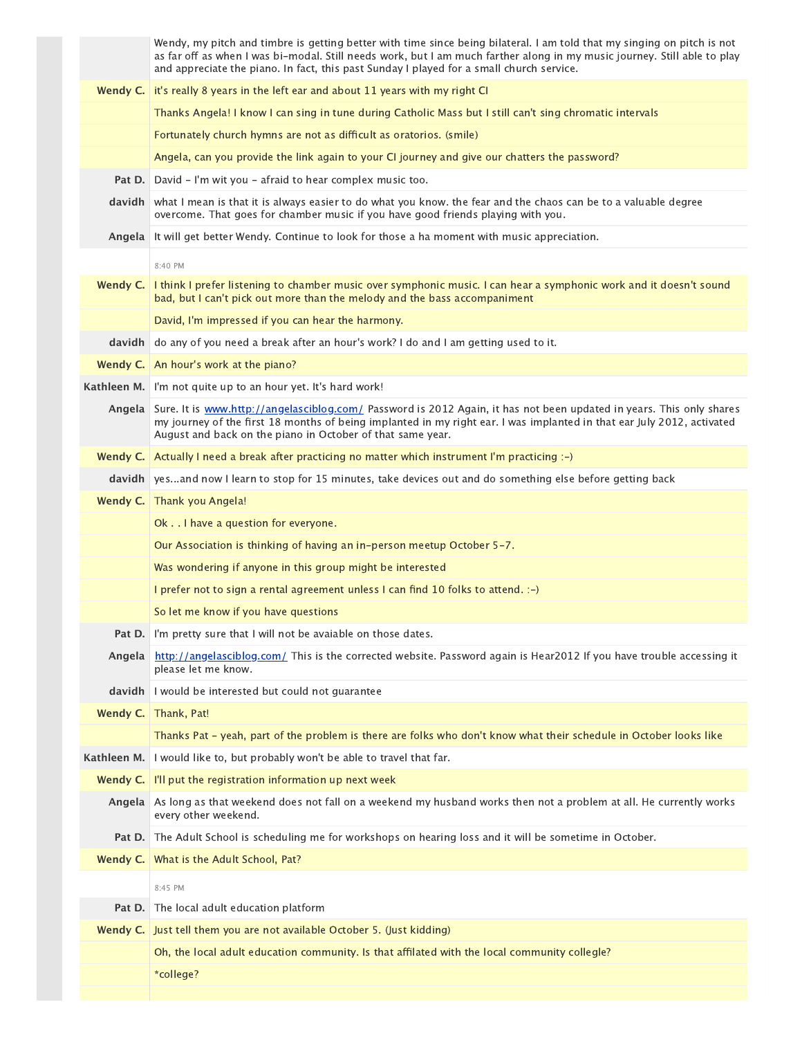| | |
|---|---|
| | Wendy, my pitch and timbre is getting better with time since being bilateral. I am told that my singing on pitch is not as far off as when I was bi-modal. Still needs work, but I am much farther along in my music journey. Still able to play and appreciate the piano. In fact, this past Sunday I played for a small church service. |
| **Wendy C.** | it's really 8 years in the left ear and about 11 years with my right CI |
| | Thanks Angela! I know I can sing in tune during Catholic Mass but I still can't sing chromatic intervals |
| | Fortunately church hymns are not as difficult as oratorios. (smile) |
| | Angela, can you provide the link again to your CI journey and give our chatters the password? |
| **Pat D.** | David - I'm wit you - afraid to hear complex music too. |
| **davidh** | what I mean is that it is always easier to do what you know. the fear and the chaos can be to a valuable degree overcome. That goes for chamber music if you have good friends playing with you. |
| **Angela** | It will get better Wendy. Continue to look for those a ha moment with music appreciation. |
| | 8:40 PM |
| **Wendy C.** | I think I prefer listening to chamber music over symphonic music. I can hear a symphonic work and it doesn't sound bad, but I can't pick out more than the melody and the bass accompaniment |
| | David, I'm impressed if you can hear the harmony. |
| **davidh** | do any of you need a break after an hour's work? I do and I am getting used to it. |
| **Wendy C.** | An hour's work at the piano? |
| **Kathleen M.** | I'm not quite up to an hour yet. It's hard work! |
| **Angela** | Sure. It is www.http://angelasciblog.com/ Password is 2012 Again, it has not been updated in years. This only shares my journey of the first 18 months of being implanted in my right ear. I was implanted in that ear July 2012, activated August and back on the piano in October of that same year. |
| **Wendy C.** | Actually I need a break after practicing no matter which instrument I'm practicing :-) |
| **davidh** | yes...and now I learn to stop for 15 minutes, take devices out and do something else before getting back |
| **Wendy C.** | Thank you Angela! |
| | Ok . . I have a question for everyone. |
| | Our Association is thinking of having an in-person meetup October 5-7. |
| | Was wondering if anyone in this group might be interested |
| | I prefer not to sign a rental agreement unless I can find 10 folks to attend. :-) |
| | So let me know if you have questions |
| **Pat D.** | I'm pretty sure that I will not be avaiable on those dates. |
| **Angela** | http://angelasciblog.com/ This is the corrected website. Password again is Hear2012 If you have trouble accessing it please let me know. |
| **davidh** | I would be interested but could not guarantee |
| **Wendy C.** | Thank, Pat! |
| | Thanks Pat - yeah, part of the problem is there are folks who don't know what their schedule in October looks like |
| **Kathleen M.** | I would like to, but probably won't be able to travel that far. |
| **Wendy C.** | I'll put the registration information up next week |
| **Angela** | As long as that weekend does not fall on a weekend my husband works then not a problem at all. He currently works every other weekend. |
| **Pat D.** | The Adult School is scheduling me for workshops on hearing loss and it will be sometime in October. |
| **Wendy C.** | What is the Adult School, Pat? |
| | 8:45 PM |
| **Pat D.** | The local adult education platform |
| **Wendy C.** | Just tell them you are not available October 5. (Just kidding) |
| | Oh, the local adult education community. Is that affilated with the local community collegte? |
| | *college? |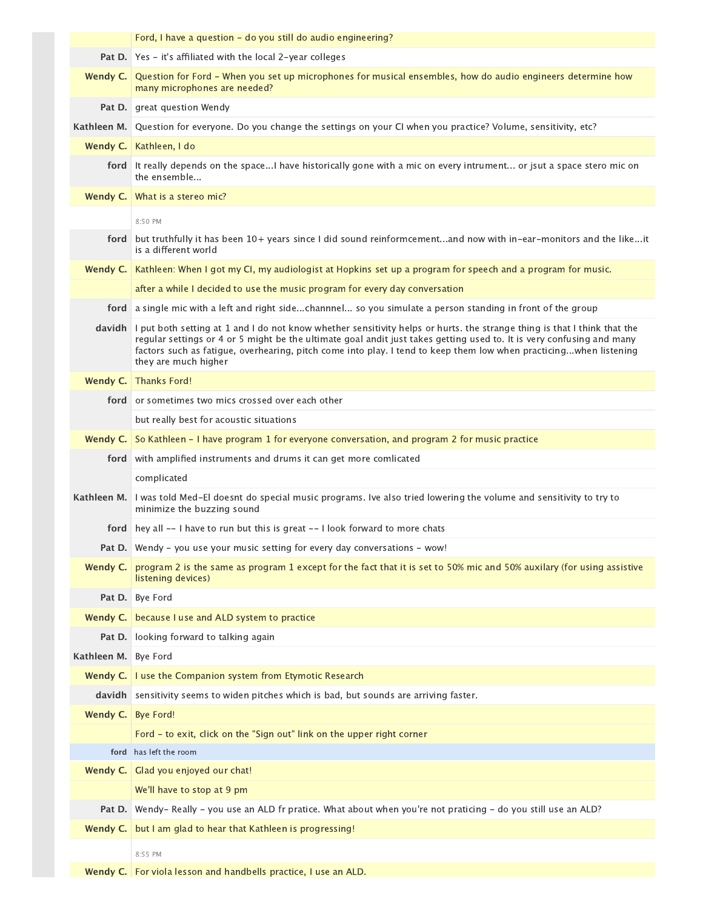| | |
|---|---|
| | Ford, I have a question - do you still do audio engineering? |
| **Pat D.** | Yes - it's affiliated with the local 2-year colleges |
| **Wendy C.** | Question for Ford - When you set up microphones for musical ensembles, how do audio engineers determine how many microphones are needed? |
| **Pat D.** | great question Wendy |
| **Kathleen M.** | Question for everyone. Do you change the settings on your CI when you practice? Volume, sensitivity, etc? |
| **Wendy C.** | Kathleen, I do |
| **ford** | It really depends on the space...I have historically gone with a mic on every intrument... or jsut a space stero mic on the ensemble... |
| **Wendy C.** | What is a stereo mic? |
| | 8:50 PM |
| **ford** | but truthfully it has been 10+ years since I did sound reinformcement...and now with in-ear-monitors and the like...it is a different world |
| **Wendy C.** | Kathleen: When I got my CI, my audiologist at Hopkins set up a program for speech and a program for music. |
| | after a while I decided to use the music program for every day conversation |
| **ford** | a single mic with a left and right side...channnel... so you simulate a person standing in front of the group |
| **davidh** | I put both setting at 1 and I do not know whether sensitivity helps or hurts. the strange thing is that I think that the regular settings or 4 or 5 might be the ultimate goal andit just takes getting used to. It is very confusing and many factors such as fatigue, overhearing, pitch come into play. I tend to keep them low when practicing...when listening they are much higher |
| **Wendy C.** | Thanks Ford! |
| **ford** | or sometimes two mics crossed over each other |
| | but really best for acoustic situations |
| **Wendy C.** | So Kathleen - I have program 1 for everyone conversation, and program 2 for music practice |
| **ford** | with amplified instruments and drums it can get more comlicated |
| | complicated |
| **Kathleen M.** | I was told Med-El doesnt do special music programs. Ive also tried lowering the volume and sensitivity to try to minimize the buzzing sound |
| **ford** | hey all -- I have to run but this is great -- I look forward to more chats |
| **Pat D.** | Wendy - you use your music setting for every day conversations - wow! |
| **Wendy C.** | program 2 is the same as program 1 except for the fact that it is set to 50% mic and 50% auxilary (for using assistive listening devices) |
| **Pat D.** | Bye Ford |
| **Wendy C.** | because I use and ALD system to practice |
| **Pat D.** | looking forward to talking again |
| **Kathleen M.** | Bye Ford |
| **Wendy C.** | I use the Companion system from Etymotic Research |
| **davidh** | sensitivity seems to widen pitches which is bad, but sounds are arriving faster. |
| **Wendy C.** | Bye Ford! |
| | Ford - to exit, click on the "Sign out" link on the upper right corner |
| **ford** | has left the room |
| **Wendy C.** | Glad you enjoyed our chat! |
| | We'll have to stop at 9 pm |
| **Pat D.** | Wendy- Really - you use an ALD fr pratice. What about when you're not praticing - do you still use an ALD? |
| **Wendy C.** | but I am glad to hear that Kathleen is progressing! |
| | 8:55 PM |
| **Wendy C.** | For viola lesson and handbells practice, I use an ALD. |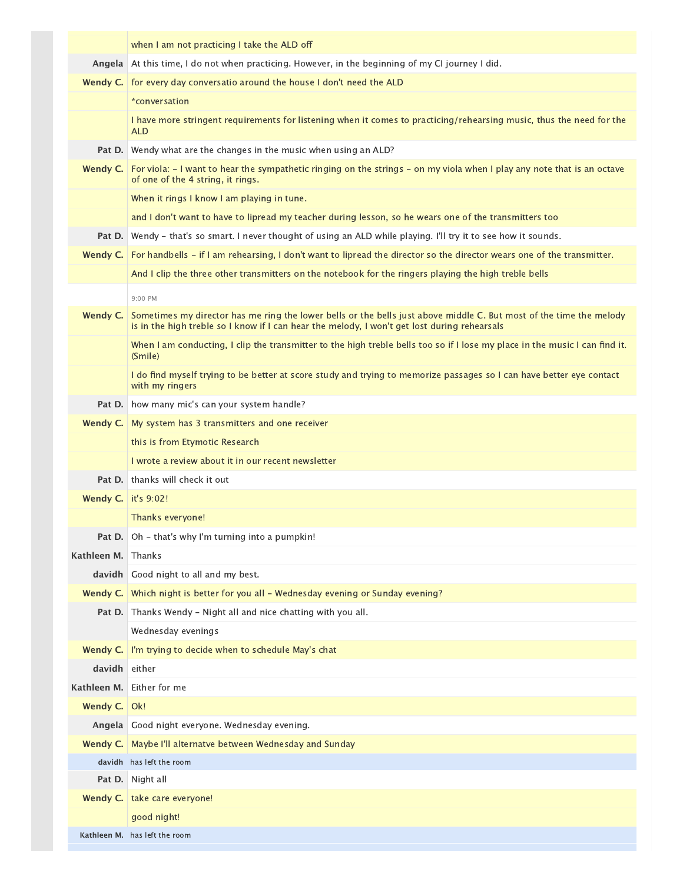| | |
|---|---|
| | when I am not practicing I take the ALD off |
| **Angela** | At this time, I do not when practicing. However, in the beginning of my CI journey I did. |
| **Wendy C.** | for every day conversatio around the house I don't need the ALD |
| | *conversation |
| | I have more stringent requirements for listening when it comes to practicing/rehearsing music, thus the need for the ALD |
| **Pat D.** | Wendy what are the changes in the music when using an ALD? |
| **Wendy C.** | For viola: - I want to hear the sympathetic ringing on the strings - on my viola when I play any note that is an octave of one of the 4 string, it rings. |
| | When it rings I know I am playing in tune. |
| | and I don't want to have to lipread my teacher during lesson, so he wears one of the transmitters too |
| **Pat D.** | Wendy - that's so smart. I never thought of using an ALD while playing. I'll try it to see how it sounds. |
| **Wendy C.** | For handbells - if I am rehearsing, I don't want to lipread the director so the director wears one of the transmitter. |
| | And I clip the three other transmitters on the notebook for the ringers playing the high treble bells |
| | 9:00 PM |
| **Wendy C.** | Sometimes my director has me ring the lower bells or the bells just above middle C. But most of the time the melody is in the high treble so I know if I can hear the melody, I won't get lost during rehearsals |
| | When I am conducting, I clip the transmitter to the high treble bells too so if I lose my place in the music I can find it. (Smile) |
| | I do find myself trying to be better at score study and trying to memorize passages so I can have better eye contact with my ringers |
| **Pat D.** | how many mic's can your system handle? |
| **Wendy C.** | My system has 3 transmitters and one receiver |
| | this is from Etymotic Research |
| | I wrote a review about it in our recent newsletter |
| **Pat D.** | thanks will check it out |
| **Wendy C.** | it's 9:02! |
| | Thanks everyone! |
| **Pat D.** | Oh - that's why I'm turning into a pumpkin! |
| **Kathleen M.** | Thanks |
| **davidh** | Good night to all and my best. |
| **Wendy C.** | Which night is better for you all - Wednesday evening or Sunday evening? |
| **Pat D.** | Thanks Wendy - Night all and nice chatting with you all. |
| | Wednesday evenings |
| **Wendy C.** | I'm trying to decide when to schedule May's chat |
| **davidh** | either |
| **Kathleen M.** | Either for me |
| **Wendy C.** | Ok! |
| **Angela** | Good night everyone. Wednesday evening. |
| **Wendy C.** | Maybe I'll alternatve between Wednesday and Sunday |
| **davidh** | has left the room |
| **Pat D.** | Night all |
| **Wendy C.** | take care everyone! |
| | good night! |
| **Kathleen M.** | has left the room |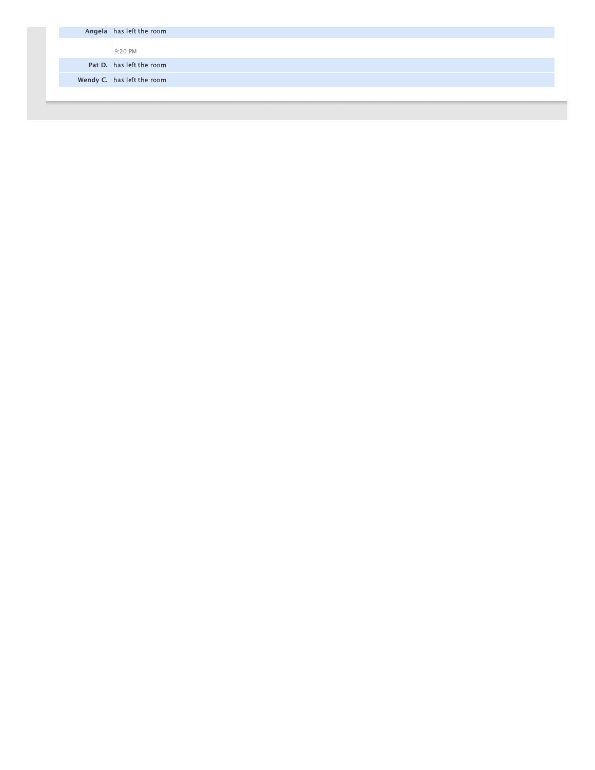**Angela** has left the room

9:20 PM

**Pat D.** has left the room

**Wendy C.** has left the room